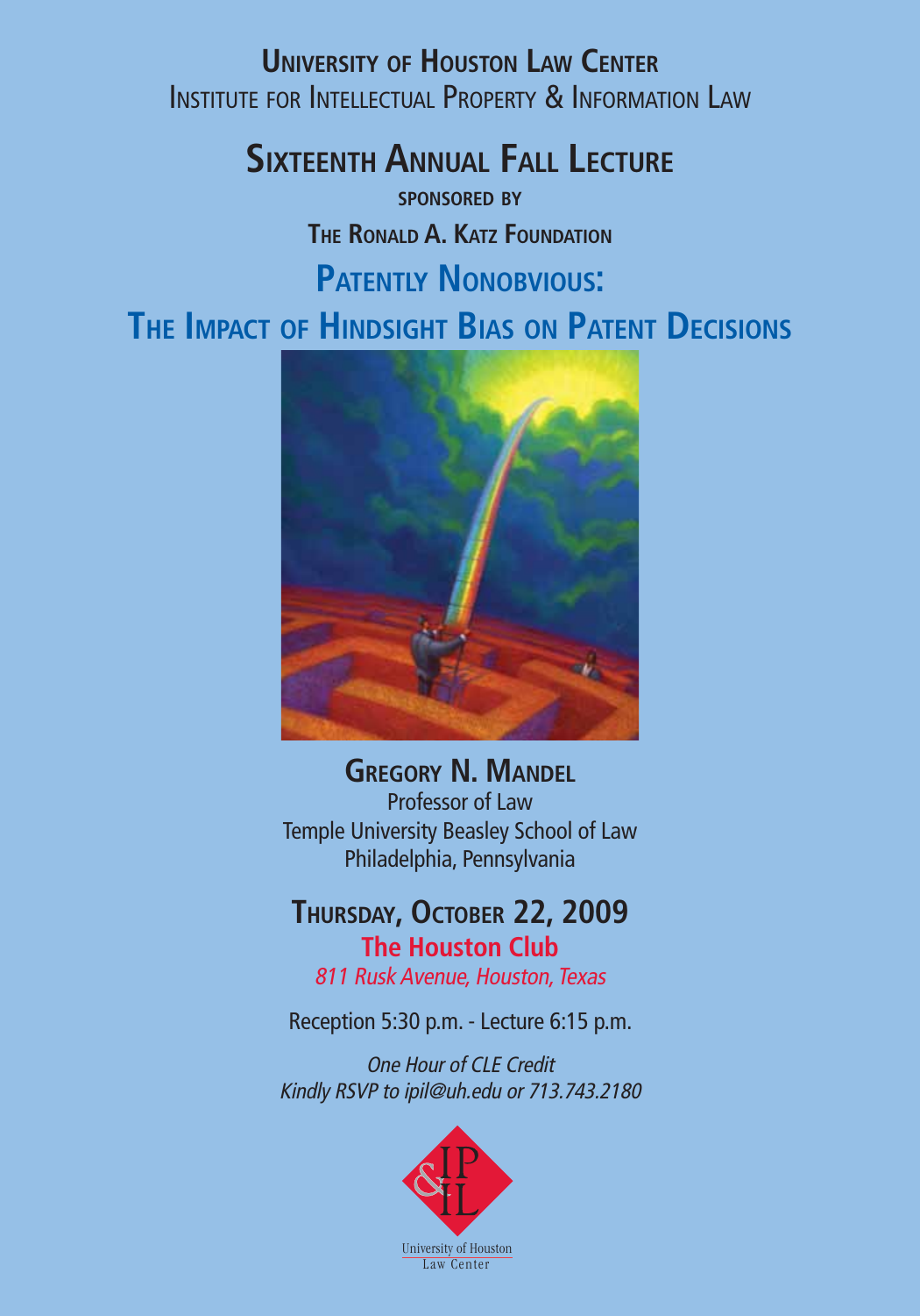**University of Houston Law Center**
Institute for Intellectual Property & Information Law

# Sixteenth Annual Fall Lecture

**sponsored by**

**The Ronald A. Katz Foundation**

## Patently Nonobvious:
## The Impact of Hindsight Bias on Patent Decisions

**Gregory N. Mandel**
Professor of Law
Temple University Beasley School of Law
Philadelphia, Pennsylvania

**Thursday, October 22, 2009**
**The Houston Club**
*811 Rusk Avenue, Houston, Texas*

Reception 5:30 p.m. - Lecture 6:15 p.m.

*One Hour of CLE Credit*
*Kindly RSVP to ipil@uh.edu or 713.743.2180*

IP & IL
University of Houston
Law Center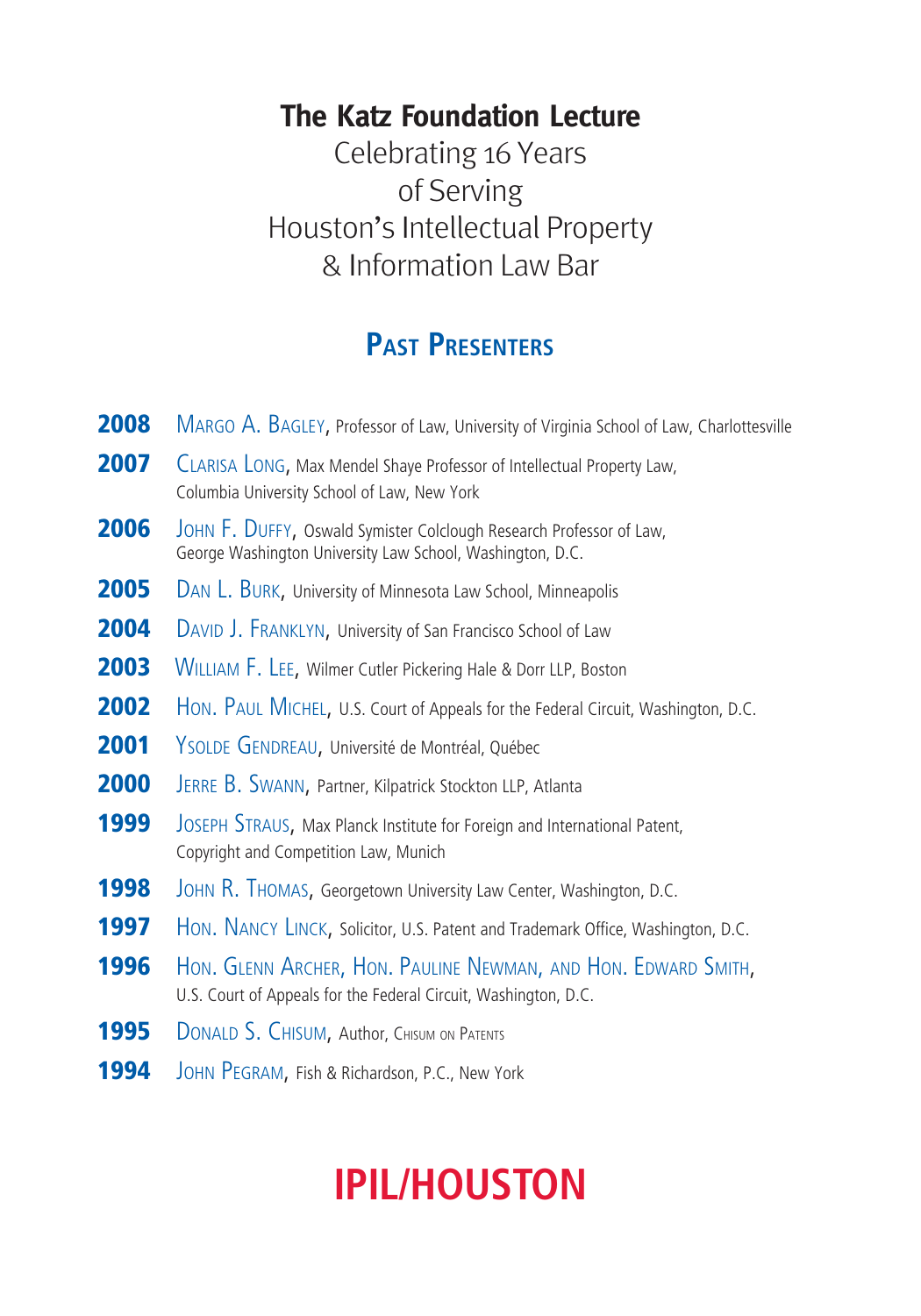## The Katz Foundation Lecture

Celebrating 16 Years
of Serving
Houston's Intellectual Property
& Information Law Bar

### Past Presenters

**2008** Margo A. Bagley, Professor of Law, University of Virginia School of Law, Charlottesville

**2007** Clarisa Long, Max Mendel Shaye Professor of Intellectual Property Law, Columbia University School of Law, New York

**2006** John F. Duffy, Oswald Symister Colclough Research Professor of Law, George Washington University Law School, Washington, D.C.

**2005** Dan L. Burk, University of Minnesota Law School, Minneapolis

**2004** David J. Franklyn, University of San Francisco School of Law

**2003** William F. Lee, Wilmer Cutler Pickering Hale & Dorr LLP, Boston

**2002** Hon. Paul Michel, U.S. Court of Appeals for the Federal Circuit, Washington, D.C.

**2001** Ysolde Gendreau, Université de Montréal, Québec

**2000** Jerre B. Swann, Partner, Kilpatrick Stockton LLP, Atlanta

**1999** Joseph Straus, Max Planck Institute for Foreign and International Patent, Copyright and Competition Law, Munich

**1998** John R. Thomas, Georgetown University Law Center, Washington, D.C.

**1997** Hon. Nancy Linck, Solicitor, U.S. Patent and Trademark Office, Washington, D.C.

**1996** Hon. Glenn Archer, Hon. Pauline Newman, and Hon. Edward Smith, U.S. Court of Appeals for the Federal Circuit, Washington, D.C.

**1995** Donald S. Chisum, Author, Chisum on Patents

**1994** John Pegram, Fish & Richardson, P.C., New York

**IPIL/HOUSTON**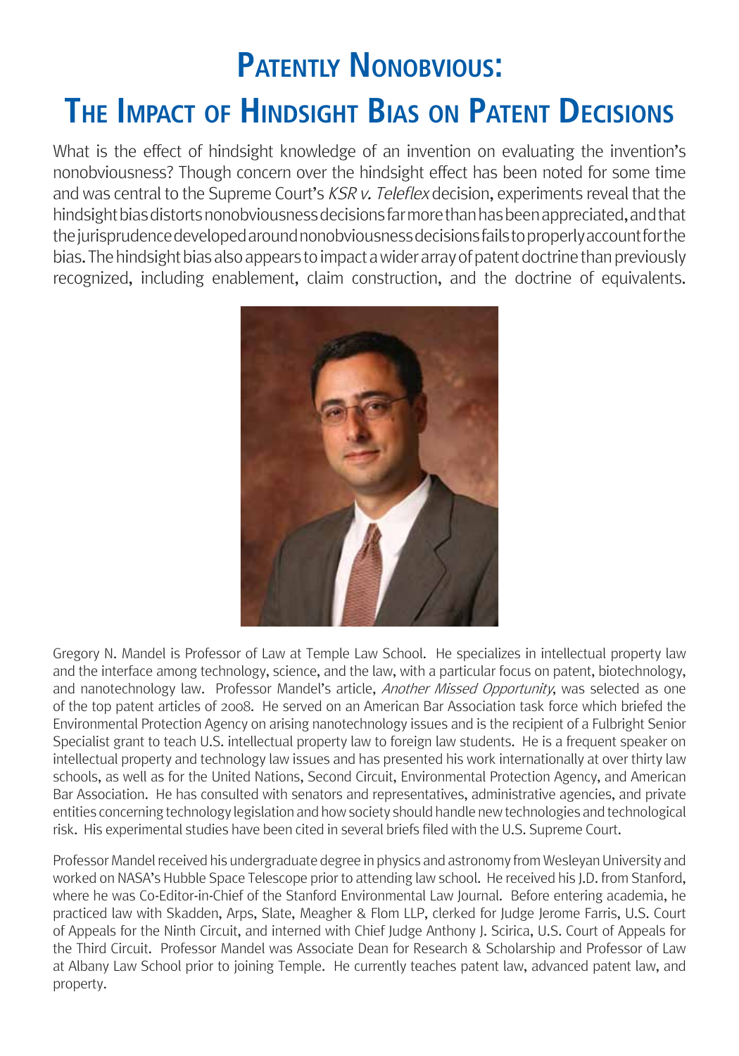# Patently Nonobvious:

# The Impact of Hindsight Bias on Patent Decisions

What is the effect of hindsight knowledge of an invention on evaluating the invention's nonobviousness? Though concern over the hindsight effect has been noted for some time and was central to the Supreme Court's *KSR v. Teleflex* decision, experiments reveal that the hindsight bias distorts nonobviousness decisions far more than has been appreciated, and that the jurisprudence developed around nonobviousness decisions fails to properly account for the bias. The hindsight bias also appears to impact a wider array of patent doctrine than previously recognized, including enablement, claim construction, and the doctrine of equivalents.

Gregory N. Mandel is Professor of Law at Temple Law School. He specializes in intellectual property law and the interface among technology, science, and the law, with a particular focus on patent, biotechnology, and nanotechnology law. Professor Mandel's article, *Another Missed Opportunity*, was selected as one of the top patent articles of 2008. He served on an American Bar Association task force which briefed the Environmental Protection Agency on arising nanotechnology issues and is the recipient of a Fulbright Senior Specialist grant to teach U.S. intellectual property law to foreign law students. He is a frequent speaker on intellectual property and technology law issues and has presented his work internationally at over thirty law schools, as well as for the United Nations, Second Circuit, Environmental Protection Agency, and American Bar Association. He has consulted with senators and representatives, administrative agencies, and private entities concerning technology legislation and how society should handle new technologies and technological risk. His experimental studies have been cited in several briefs filed with the U.S. Supreme Court.

Professor Mandel received his undergraduate degree in physics and astronomy from Wesleyan University and worked on NASA's Hubble Space Telescope prior to attending law school. He received his J.D. from Stanford, where he was Co-Editor-in-Chief of the Stanford Environmental Law Journal. Before entering academia, he practiced law with Skadden, Arps, Slate, Meagher & Flom LLP, clerked for Judge Jerome Farris, U.S. Court of Appeals for the Ninth Circuit, and interned with Chief Judge Anthony J. Scirica, U.S. Court of Appeals for the Third Circuit. Professor Mandel was Associate Dean for Research & Scholarship and Professor of Law at Albany Law School prior to joining Temple. He currently teaches patent law, advanced patent law, and property.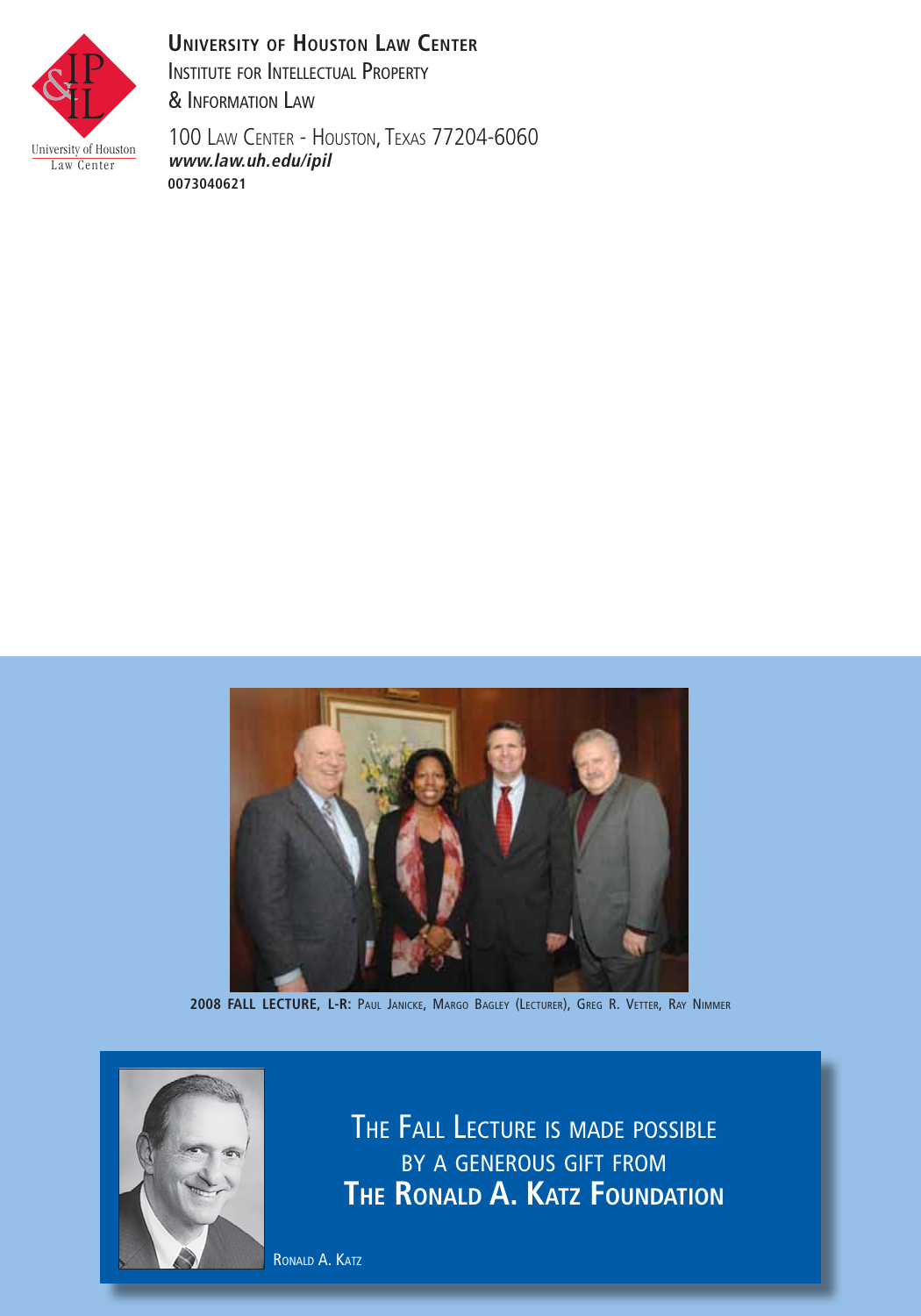**University of Houston Law Center**

Institute for Intellectual Property

& Information Law

100 Law Center - Houston, Texas 77204-6060

***www.law.uh.edu/ipil***

**0073040621**

**2008 Fall Lecture, L-R:** Paul Janicke, Margo Bagley (Lecturer), Greg R. Vetter, Ray Nimmer

The Fall Lecture is made possible by a generous gift from **The Ronald A. Katz Foundation**

Ronald A. Katz